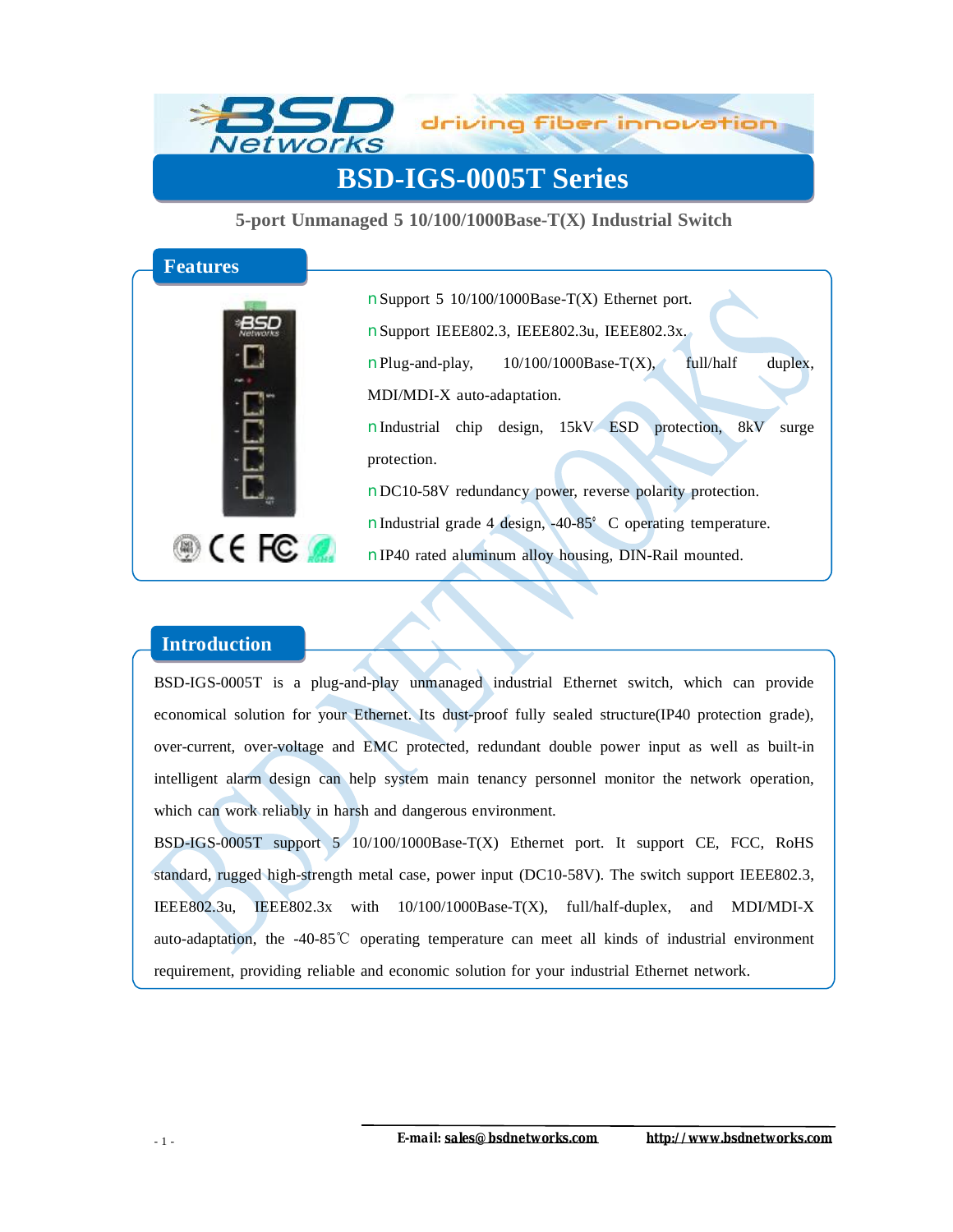# BSD-IGS-0005T Series

**5-port Unmanaged 5 10/100/1000Base-T(X) Industrial Switch**

## Features

- Support 5 10/100/1000Base-T(X) Ethernet port.
- Support IEEE802.3, IEEE802.3u, IEEE802.3x.
- Plug-and-play, 10/100/1000Base-T(X), full/half duplex, MDI/MDI-X auto-adaptation.
- Industrial chip design, 15kV ESD protection, 8kV surge protection.
- DC10-58V redundancy power, reverse polarity protection.
- Industrial grade 4 design, -40-85° C operating temperature.
- IP40 rated aluminum alloy housing, DIN-Rail mounted.

## Introduction

BSD-IGS-0005T is a plug-and-play unmanaged industrial Ethernet switch, which can provide economical solution for your Ethernet. Its dust-proof fully sealed structure(IP40 protection grade), over-current, over-voltage and EMC protected, redundant double power input as well as built-in intelligent alarm design can help system main tenancy personnel monitor the network operation, which can work reliably in harsh and dangerous environment.

BSD-IGS-0005T support 5 10/100/1000Base-T(X) Ethernet port. It support CE, FCC, RoHS standard, rugged high-strength metal case, power input (DC10-58V). The switch support IEEE802.3, IEEE802.3u, IEEE802.3x with 10/100/1000Base-T(X), full/half-duplex, and MDI/MDI-X auto-adaptation, the -40-85℃ operating temperature can meet all kinds of industrial environment requirement, providing reliable and economic solution for your industrial Ethernet network.

**E-mail:** sales@bsdnetworks.com   http://www.bsdnetworks.com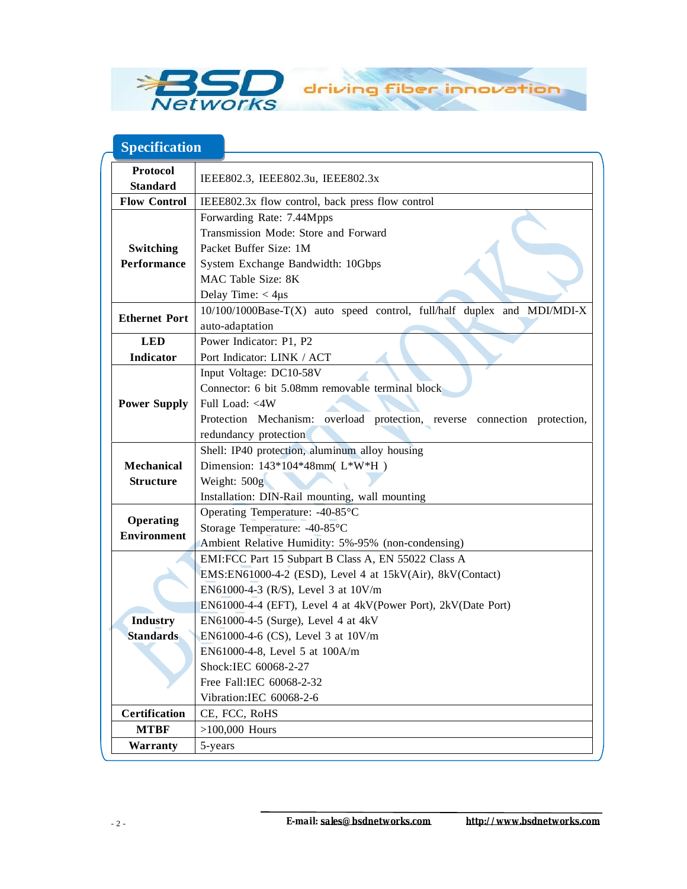## Specification

| | |
|---|---|
| **Protocol Standard** | IEEE802.3, IEEE802.3u, IEEE802.3x |
| **Flow Control** | IEEE802.3x flow control, back press flow control |
| **Switching Performance** | Forwarding Rate: 7.44Mpps<br>Transmission Mode: Store and Forward<br>Packet Buffer Size: 1M<br>System Exchange Bandwidth: 10Gbps<br>MAC Table Size: 8K<br>Delay Time: < 4μs |
| **Ethernet Port** | 10/100/1000Base-T(X) auto speed control, full/half duplex and MDI/MDI-X auto-adaptation |
| **LED Indicator** | Power Indicator: P1, P2<br>Port Indicator: LINK / ACT |
| **Power Supply** | Input Voltage: DC10-58V<br>Connector: 6 bit 5.08mm removable terminal block<br>Full Load: <4W<br>Protection Mechanism: overload protection, reverse connection protection, redundancy protection |
| **Mechanical Structure** | Shell: IP40 protection, aluminum alloy housing<br>Dimension: 143*104*48mm( L*W*H )<br>Weight: 500g<br>Installation: DIN-Rail mounting, wall mounting |
| **Operating Environment** | Operating Temperature: -40-85°C<br>Storage Temperature: -40-85°C<br>Ambient Relative Humidity: 5%-95% (non-condensing) |
| **Industry Standards** | EMI:FCC Part 15 Subpart B Class A, EN 55022 Class A<br>EMS:EN61000-4-2 (ESD), Level 4 at 15kV(Air), 8kV(Contact)<br>EN61000-4-3 (R/S), Level 3 at 10V/m<br>EN61000-4-4 (EFT), Level 4 at 4kV(Power Port), 2kV(Date Port)<br>EN61000-4-5 (Surge), Level 4 at 4kV<br>EN61000-4-6 (CS), Level 3 at 10V/m<br>EN61000-4-8, Level 5 at 100A/m<br>Shock:IEC 60068-2-27<br>Free Fall:IEC 60068-2-32<br>Vibration:IEC 60068-2-6 |
| **Certification** | CE, FCC, RoHS |
| **MTBF** | >100,000 Hours |
| **Warranty** | 5-years |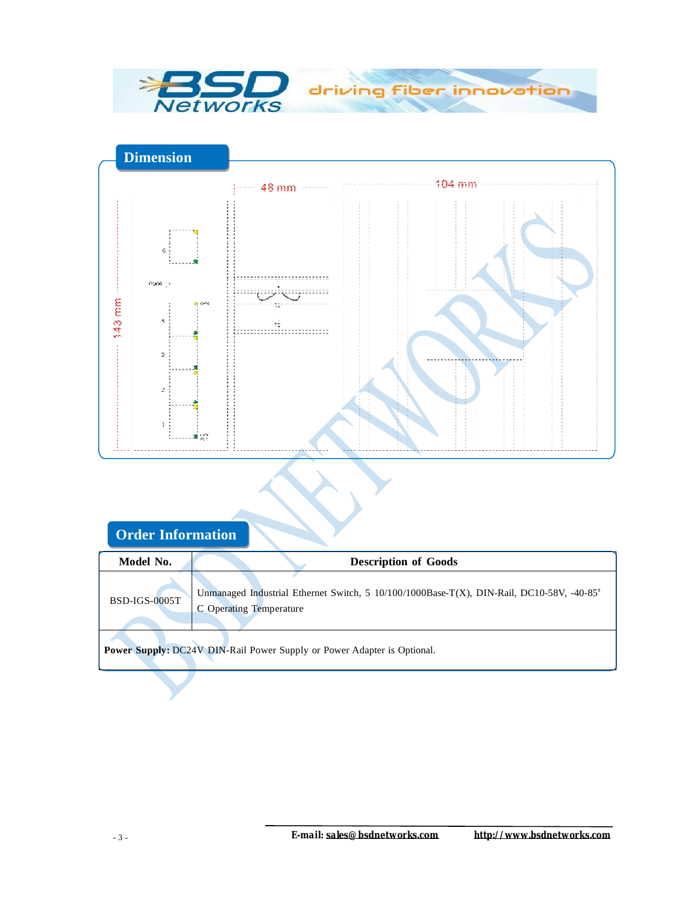## Dimension

48 mm

104 mm

143 mm

## Order Information

| Model No. | Description of Goods |
|---|---|
| BSD-IGS-0005T | Unmanaged Industrial Ethernet Switch, 5 10/100/1000Base-T(X), DIN-Rail, DC10-58V, -40-85°C Operating Temperature |

**Power Supply:** DC24V DIN-Rail Power Supply or Power Adapter is Optional.

**E-mail:** sales@bsdnetworks.com    http://www.bsdnetworks.com